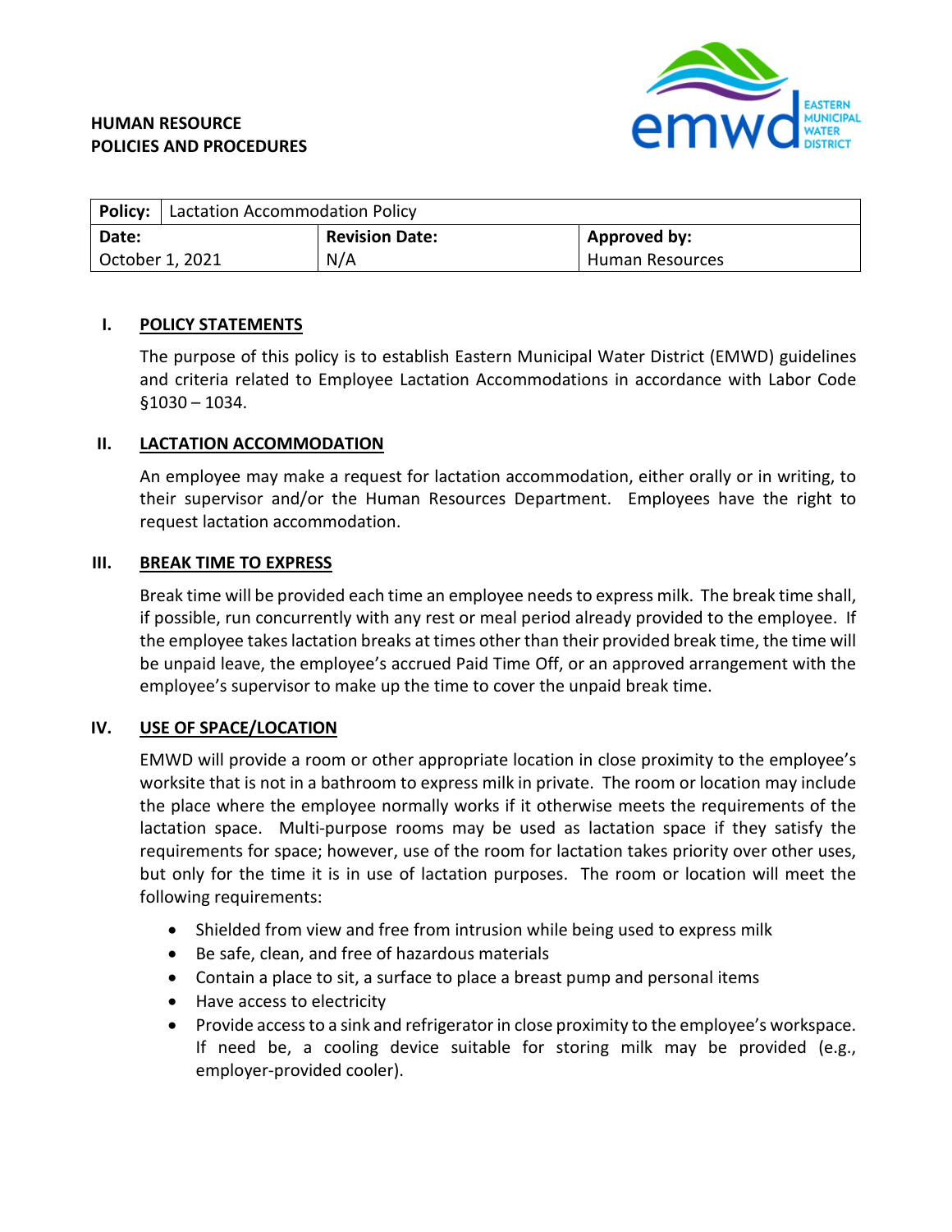**HUMAN RESOURCE**
**POLICIES AND PROCEDURES**

EASTERN MUNICIPAL WATER DISTRICT

| **Policy:** Lactation Accommodation Policy | | |
|---|---|---|
| **Date:** | **Revision Date:** | **Approved by:** |
| October 1, 2021 | N/A | Human Resources |

## I. POLICY STATEMENTS

The purpose of this policy is to establish Eastern Municipal Water District (EMWD) guidelines and criteria related to Employee Lactation Accommodations in accordance with Labor Code §1030 – 1034.

## II. LACTATION ACCOMMODATION

An employee may make a request for lactation accommodation, either orally or in writing, to their supervisor and/or the Human Resources Department. Employees have the right to request lactation accommodation.

## III. BREAK TIME TO EXPRESS

Break time will be provided each time an employee needs to express milk. The break time shall, if possible, run concurrently with any rest or meal period already provided to the employee. If the employee takes lactation breaks at times other than their provided break time, the time will be unpaid leave, the employee's accrued Paid Time Off, or an approved arrangement with the employee's supervisor to make up the time to cover the unpaid break time.

## IV. USE OF SPACE/LOCATION

EMWD will provide a room or other appropriate location in close proximity to the employee's worksite that is not in a bathroom to express milk in private. The room or location may include the place where the employee normally works if it otherwise meets the requirements of the lactation space. Multi-purpose rooms may be used as lactation space if they satisfy the requirements for space; however, use of the room for lactation takes priority over other uses, but only for the time it is in use of lactation purposes. The room or location will meet the following requirements:

- Shielded from view and free from intrusion while being used to express milk
- Be safe, clean, and free of hazardous materials
- Contain a place to sit, a surface to place a breast pump and personal items
- Have access to electricity
- Provide access to a sink and refrigerator in close proximity to the employee's workspace. If need be, a cooling device suitable for storing milk may be provided (e.g., employer-provided cooler).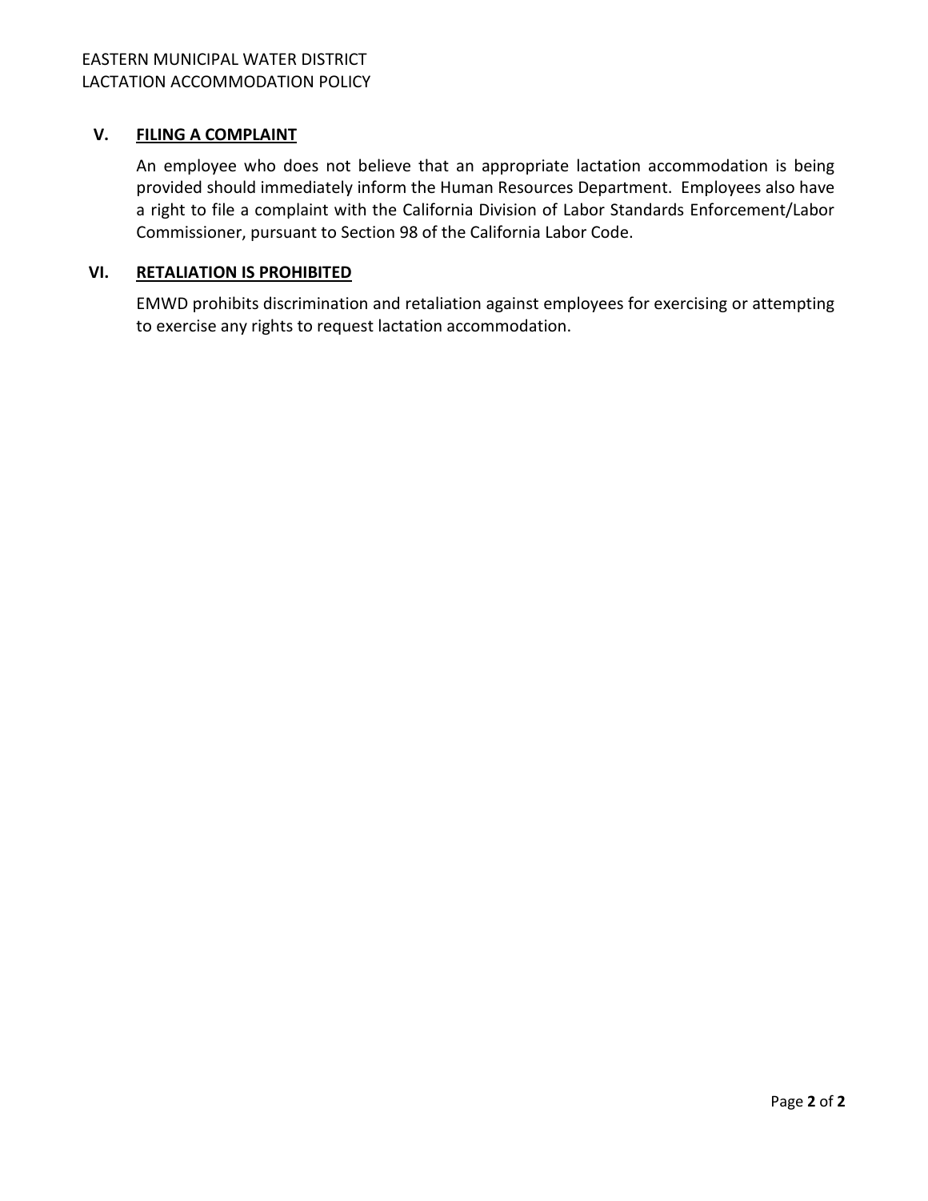## V. FILING A COMPLAINT

An employee who does not believe that an appropriate lactation accommodation is being provided should immediately inform the Human Resources Department. Employees also have a right to file a complaint with the California Division of Labor Standards Enforcement/Labor Commissioner, pursuant to Section 98 of the California Labor Code.

## VI. RETALIATION IS PROHIBITED

EMWD prohibits discrimination and retaliation against employees for exercising or attempting to exercise any rights to request lactation accommodation.